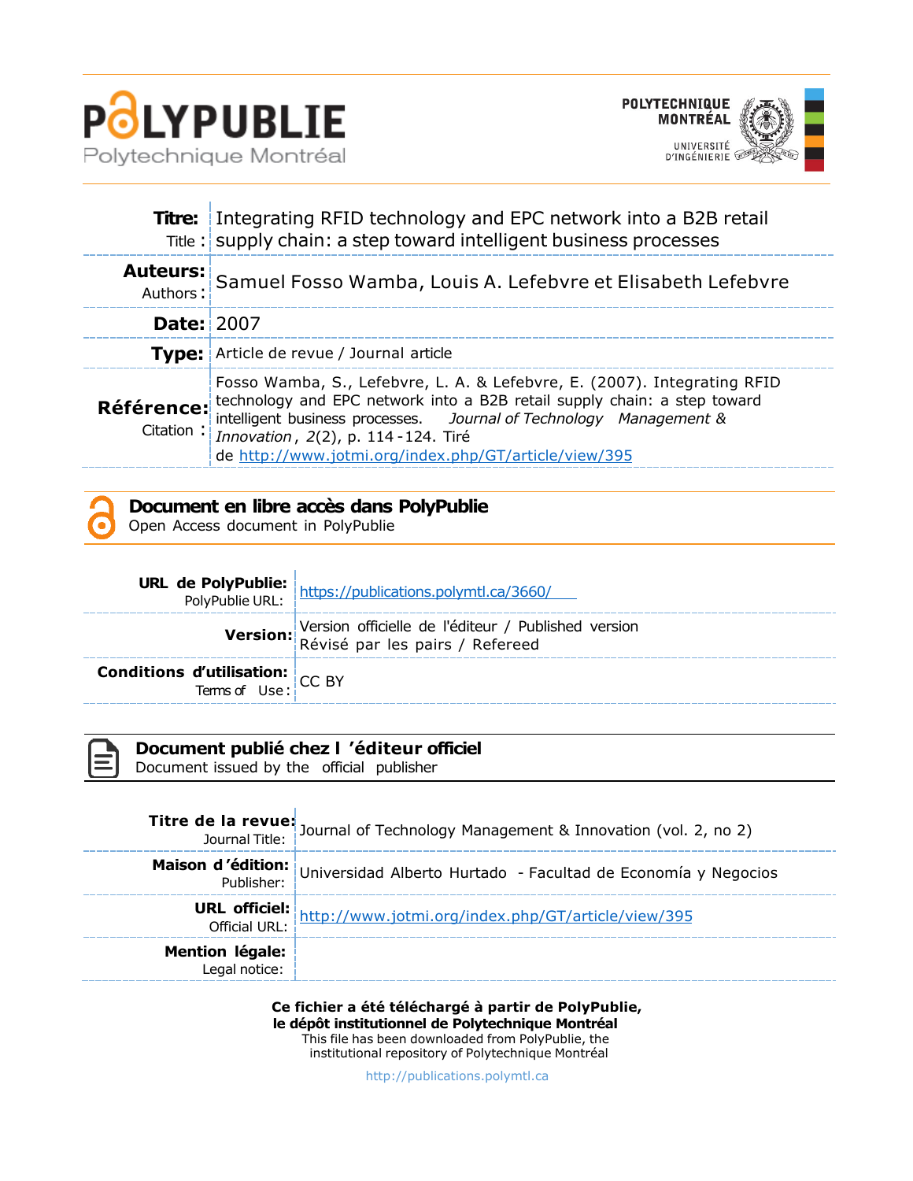# POLYPUBLIE
Polytechnique Montréal

POLYTECHNIQUE MONTRÉAL
UNIVERSITÉ D'INGÉNIERIE

| | |
|---|---|
| **Titre:** Title: | Integrating RFID technology and EPC network into a B2B retail supply chain: a step toward intelligent business processes |
| **Auteurs:** Authors: | Samuel Fosso Wamba, Louis A. Lefebvre et Elisabeth Lefebvre |
| **Date:** | 2007 |
| **Type:** | Article de revue / Journal article |
| **Référence:** Citation: | Fosso Wamba, S., Lefebvre, L. A. & Lefebvre, E. (2007). Integrating RFID technology and EPC network into a B2B retail supply chain: a step toward intelligent business processes. *Journal of Technology Management & Innovation*, *2*(2), p. 114-124. Tiré de http://www.jotmi.org/index.php/GT/article/view/395 |

## Document en libre accès dans PolyPublie
Open Access document in PolyPublie

| | |
|---|---|
| **URL de PolyPublie:** PolyPublie URL: | https://publications.polymtl.ca/3660/ |
| **Version:** | Version officielle de l'éditeur / Published version Révisé par les pairs / Refereed |
| **Conditions d'utilisation:** Terms of Use: | CC BY |

## Document publié chez l'éditeur officiel
Document issued by the official publisher

| | |
|---|---|
| **Titre de la revue:** Journal Title: | Journal of Technology Management & Innovation (vol. 2, no 2) |
| **Maison d'édition:** Publisher: | Universidad Alberto Hurtado - Facultad de Economía y Negocios |
| **URL officiel:** Official URL: | http://www.jotmi.org/index.php/GT/article/view/395 |
| **Mention légale:** Legal notice: | |

**Ce fichier a été téléchargé à partir de PolyPublie, le dépôt institutionnel de Polytechnique Montréal**
This file has been downloaded from PolyPublie, the institutional repository of Polytechnique Montréal

http://publications.polymtl.ca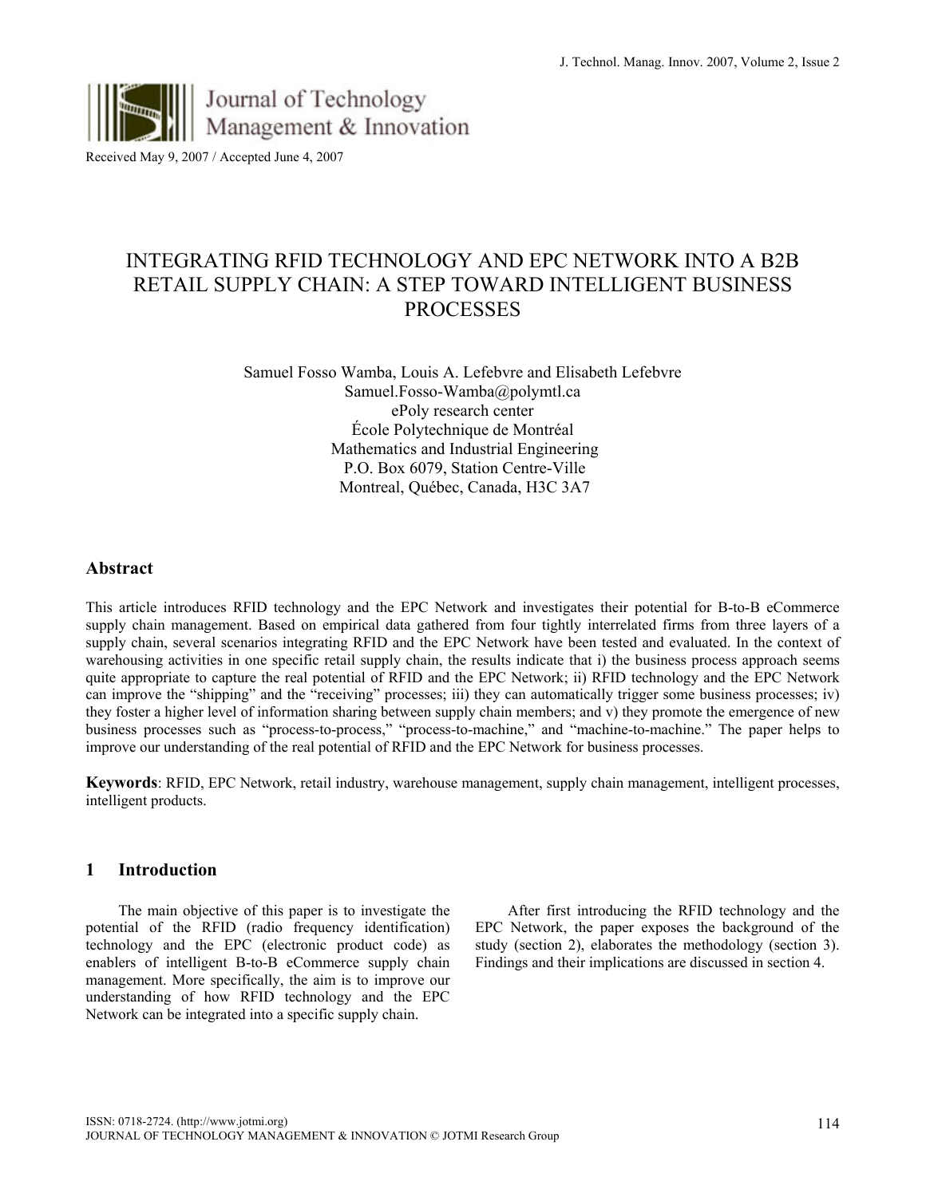Received May 9, 2007 / Accepted June 4, 2007

# INTEGRATING RFID TECHNOLOGY AND EPC NETWORK INTO A B2B RETAIL SUPPLY CHAIN: A STEP TOWARD INTELLIGENT BUSINESS PROCESSES

Samuel Fosso Wamba, Louis A. Lefebvre and Elisabeth Lefebvre
Samuel.Fosso-Wamba@polymtl.ca
ePoly research center
École Polytechnique de Montréal
Mathematics and Industrial Engineering
P.O. Box 6079, Station Centre-Ville
Montreal, Québec, Canada, H3C 3A7

## Abstract

This article introduces RFID technology and the EPC Network and investigates their potential for B-to-B eCommerce supply chain management. Based on empirical data gathered from four tightly interrelated firms from three layers of a supply chain, several scenarios integrating RFID and the EPC Network have been tested and evaluated. In the context of warehousing activities in one specific retail supply chain, the results indicate that i) the business process approach seems quite appropriate to capture the real potential of RFID and the EPC Network; ii) RFID technology and the EPC Network can improve the "shipping" and the "receiving" processes; iii) they can automatically trigger some business processes; iv) they foster a higher level of information sharing between supply chain members; and v) they promote the emergence of new business processes such as "process-to-process," "process-to-machine," and "machine-to-machine." The paper helps to improve our understanding of the real potential of RFID and the EPC Network for business processes.

**Keywords**: RFID, EPC Network, retail industry, warehouse management, supply chain management, intelligent processes, intelligent products.

## 1 Introduction

The main objective of this paper is to investigate the potential of the RFID (radio frequency identification) technology and the EPC (electronic product code) as enablers of intelligent B-to-B eCommerce supply chain management. More specifically, the aim is to improve our understanding of how RFID technology and the EPC Network can be integrated into a specific supply chain.

After first introducing the RFID technology and the EPC Network, the paper exposes the background of the study (section 2), elaborates the methodology (section 3). Findings and their implications are discussed in section 4.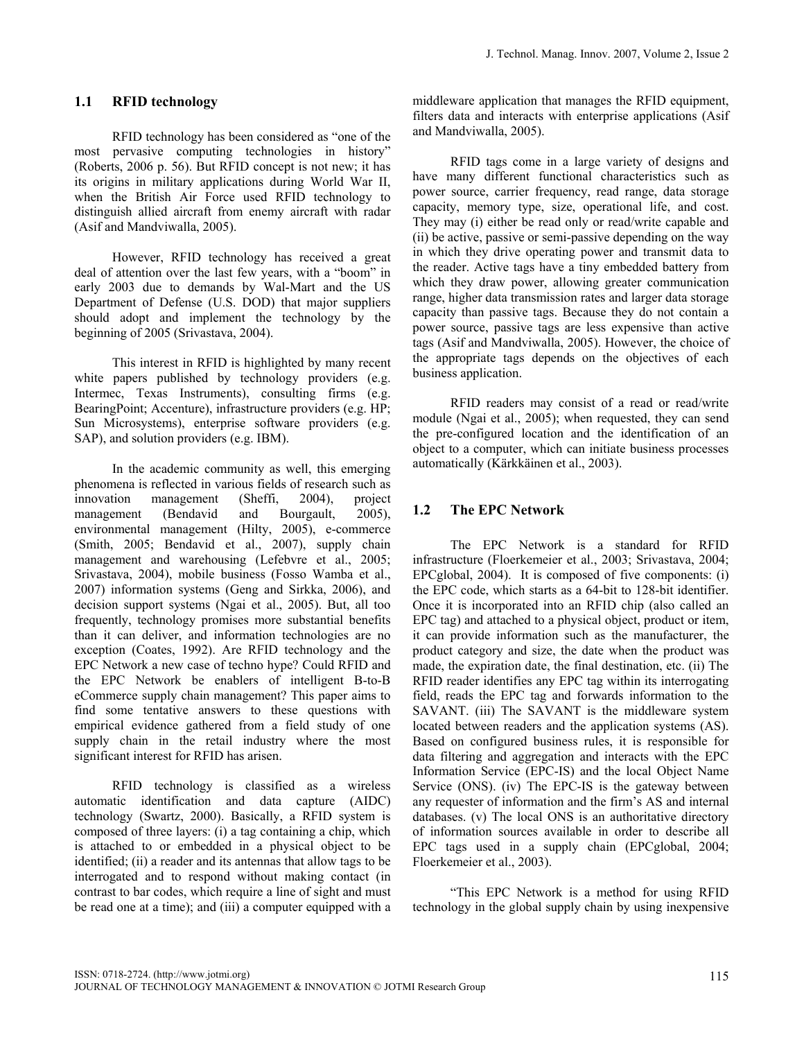## 1.1 RFID technology

RFID technology has been considered as "one of the most pervasive computing technologies in history" (Roberts, 2006 p. 56). But RFID concept is not new; it has its origins in military applications during World War II, when the British Air Force used RFID technology to distinguish allied aircraft from enemy aircraft with radar (Asif and Mandviwalla, 2005).

However, RFID technology has received a great deal of attention over the last few years, with a "boom" in early 2003 due to demands by Wal-Mart and the US Department of Defense (U.S. DOD) that major suppliers should adopt and implement the technology by the beginning of 2005 (Srivastava, 2004).

This interest in RFID is highlighted by many recent white papers published by technology providers (e.g. Intermec, Texas Instruments), consulting firms (e.g. BearingPoint; Accenture), infrastructure providers (e.g. HP; Sun Microsystems), enterprise software providers (e.g. SAP), and solution providers (e.g. IBM).

In the academic community as well, this emerging phenomena is reflected in various fields of research such as innovation management (Sheffi, 2004), project management (Bendavid and Bourgault, 2005), environmental management (Hilty, 2005), e-commerce (Smith, 2005; Bendavid et al., 2007), supply chain management and warehousing (Lefebvre et al., 2005; Srivastava, 2004), mobile business (Fosso Wamba et al., 2007) information systems (Geng and Sirkka, 2006), and decision support systems (Ngai et al., 2005). But, all too frequently, technology promises more substantial benefits than it can deliver, and information technologies are no exception (Coates, 1992). Are RFID technology and the EPC Network a new case of techno hype? Could RFID and the EPC Network be enablers of intelligent B-to-B eCommerce supply chain management? This paper aims to find some tentative answers to these questions with empirical evidence gathered from a field study of one supply chain in the retail industry where the most significant interest for RFID has arisen.

RFID technology is classified as a wireless automatic identification and data capture (AIDC) technology (Swartz, 2000). Basically, a RFID system is composed of three layers: (i) a tag containing a chip, which is attached to or embedded in a physical object to be identified; (ii) a reader and its antennas that allow tags to be interrogated and to respond without making contact (in contrast to bar codes, which require a line of sight and must be read one at a time); and (iii) a computer equipped with a middleware application that manages the RFID equipment, filters data and interacts with enterprise applications (Asif and Mandviwalla, 2005).

RFID tags come in a large variety of designs and have many different functional characteristics such as power source, carrier frequency, read range, data storage capacity, memory type, size, operational life, and cost. They may (i) either be read only or read/write capable and (ii) be active, passive or semi-passive depending on the way in which they drive operating power and transmit data to the reader. Active tags have a tiny embedded battery from which they draw power, allowing greater communication range, higher data transmission rates and larger data storage capacity than passive tags. Because they do not contain a power source, passive tags are less expensive than active tags (Asif and Mandviwalla, 2005). However, the choice of the appropriate tags depends on the objectives of each business application.

RFID readers may consist of a read or read/write module (Ngai et al., 2005); when requested, they can send the pre-configured location and the identification of an object to a computer, which can initiate business processes automatically (Kärkkäinen et al., 2003).

## 1.2 The EPC Network

The EPC Network is a standard for RFID infrastructure (Floerkemeier et al., 2003; Srivastava, 2004; EPCglobal, 2004). It is composed of five components: (i) the EPC code, which starts as a 64-bit to 128-bit identifier. Once it is incorporated into an RFID chip (also called an EPC tag) and attached to a physical object, product or item, it can provide information such as the manufacturer, the product category and size, the date when the product was made, the expiration date, the final destination, etc. (ii) The RFID reader identifies any EPC tag within its interrogating field, reads the EPC tag and forwards information to the SAVANT. (iii) The SAVANT is the middleware system located between readers and the application systems (AS). Based on configured business rules, it is responsible for data filtering and aggregation and interacts with the EPC Information Service (EPC-IS) and the local Object Name Service (ONS). (iv) The EPC-IS is the gateway between any requester of information and the firm's AS and internal databases. (v) The local ONS is an authoritative directory of information sources available in order to describe all EPC tags used in a supply chain (EPCglobal, 2004; Floerkemeier et al., 2003).

"This EPC Network is a method for using RFID technology in the global supply chain by using inexpensive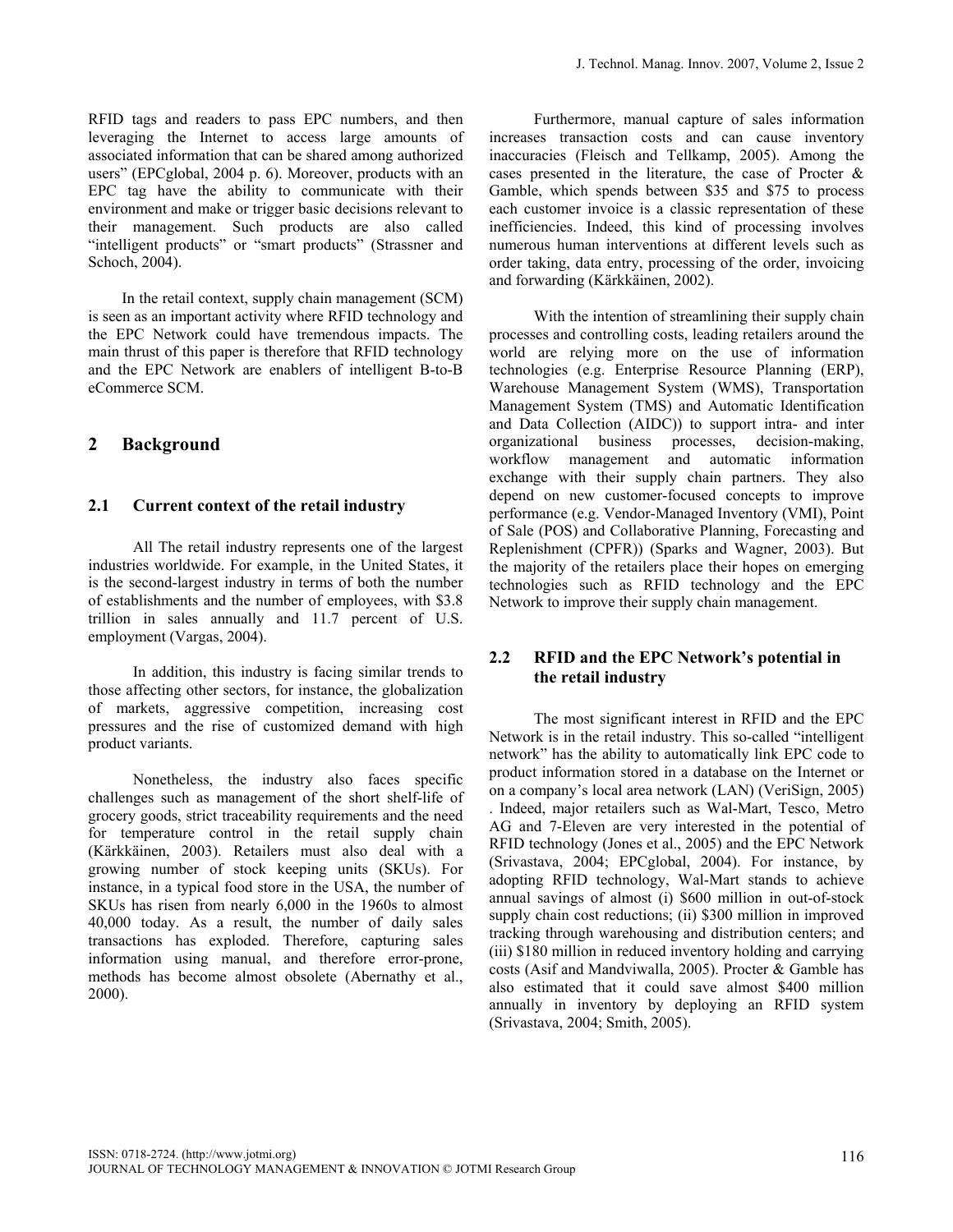RFID tags and readers to pass EPC numbers, and then leveraging the Internet to access large amounts of associated information that can be shared among authorized users" (EPCglobal, 2004 p. 6). Moreover, products with an EPC tag have the ability to communicate with their environment and make or trigger basic decisions relevant to their management. Such products are also called "intelligent products" or "smart products" (Strassner and Schoch, 2004).

In the retail context, supply chain management (SCM) is seen as an important activity where RFID technology and the EPC Network could have tremendous impacts. The main thrust of this paper is therefore that RFID technology and the EPC Network are enablers of intelligent B-to-B eCommerce SCM.

## 2 Background

### 2.1 Current context of the retail industry

All The retail industry represents one of the largest industries worldwide. For example, in the United States, it is the second-largest industry in terms of both the number of establishments and the number of employees, with $3.8 trillion in sales annually and 11.7 percent of U.S. employment (Vargas, 2004).

In addition, this industry is facing similar trends to those affecting other sectors, for instance, the globalization of markets, aggressive competition, increasing cost pressures and the rise of customized demand with high product variants.

Nonetheless, the industry also faces specific challenges such as management of the short shelf-life of grocery goods, strict traceability requirements and the need for temperature control in the retail supply chain (Kärkkäinen, 2003). Retailers must also deal with a growing number of stock keeping units (SKUs). For instance, in a typical food store in the USA, the number of SKUs has risen from nearly 6,000 in the 1960s to almost 40,000 today. As a result, the number of daily sales transactions has exploded. Therefore, capturing sales information using manual, and therefore error-prone, methods has become almost obsolete (Abernathy et al., 2000).

Furthermore, manual capture of sales information increases transaction costs and can cause inventory inaccuracies (Fleisch and Tellkamp, 2005). Among the cases presented in the literature, the case of Procter & Gamble, which spends between $35 and $75 to process each customer invoice is a classic representation of these inefficiencies. Indeed, this kind of processing involves numerous human interventions at different levels such as order taking, data entry, processing of the order, invoicing and forwarding (Kärkkäinen, 2002).

With the intention of streamlining their supply chain processes and controlling costs, leading retailers around the world are relying more on the use of information technologies (e.g. Enterprise Resource Planning (ERP), Warehouse Management System (WMS), Transportation Management System (TMS) and Automatic Identification and Data Collection (AIDC)) to support intra- and inter organizational business processes, decision-making, workflow management and automatic information exchange with their supply chain partners. They also depend on new customer-focused concepts to improve performance (e.g. Vendor-Managed Inventory (VMI), Point of Sale (POS) and Collaborative Planning, Forecasting and Replenishment (CPFR)) (Sparks and Wagner, 2003). But the majority of the retailers place their hopes on emerging technologies such as RFID technology and the EPC Network to improve their supply chain management.

### 2.2 RFID and the EPC Network's potential in the retail industry

The most significant interest in RFID and the EPC Network is in the retail industry. This so-called "intelligent network" has the ability to automatically link EPC code to product information stored in a database on the Internet or on a company's local area network (LAN) (VeriSign, 2005) . Indeed, major retailers such as Wal-Mart, Tesco, Metro AG and 7-Eleven are very interested in the potential of RFID technology (Jones et al., 2005) and the EPC Network (Srivastava, 2004; EPCglobal, 2004). For instance, by adopting RFID technology, Wal-Mart stands to achieve annual savings of almost (i) $600 million in out-of-stock supply chain cost reductions; (ii) $300 million in improved tracking through warehousing and distribution centers; and (iii) $180 million in reduced inventory holding and carrying costs (Asif and Mandviwalla, 2005). Procter & Gamble has also estimated that it could save almost $400 million annually in inventory by deploying an RFID system (Srivastava, 2004; Smith, 2005).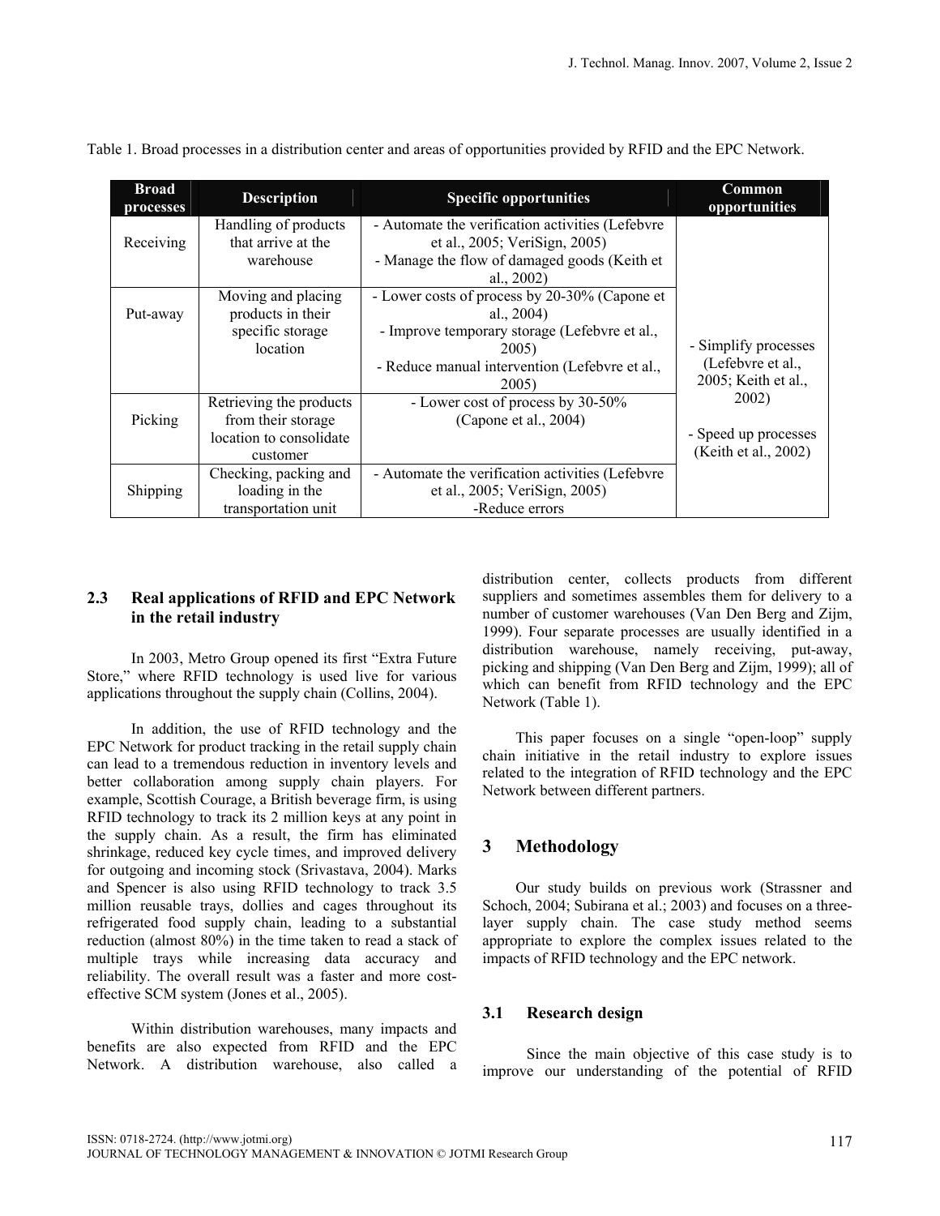Table 1. Broad processes in a distribution center and areas of opportunities provided by RFID and the EPC Network.

| Broad processes | Description | Specific opportunities | Common opportunities |
|---|---|---|---|
| Receiving | Handling of products that arrive at the warehouse | - Automate the verification activities (Lefebvre et al., 2005; VeriSign, 2005)<br>- Manage the flow of damaged goods (Keith et al., 2002) | - Simplify processes (Lefebvre et al., 2005; Keith et al., 2002)<br><br>- Speed up processes (Keith et al., 2002) |
| Put-away | Moving and placing products in their specific storage location | - Lower costs of process by 20-30% (Capone et al., 2004)<br>- Improve temporary storage (Lefebvre et al., 2005)<br>- Reduce manual intervention (Lefebvre et al., 2005) | |
| Picking | Retrieving the products from their storage location to consolidate customer | - Lower cost of process by 30-50% (Capone et al., 2004) | |
| Shipping | Checking, packing and loading in the transportation unit | - Automate the verification activities (Lefebvre et al., 2005; VeriSign, 2005)<br>-Reduce errors | |

### 2.3 Real applications of RFID and EPC Network in the retail industry

In 2003, Metro Group opened its first "Extra Future Store," where RFID technology is used live for various applications throughout the supply chain (Collins, 2004).

In addition, the use of RFID technology and the EPC Network for product tracking in the retail supply chain can lead to a tremendous reduction in inventory levels and better collaboration among supply chain players. For example, Scottish Courage, a British beverage firm, is using RFID technology to track its 2 million keys at any point in the supply chain. As a result, the firm has eliminated shrinkage, reduced key cycle times, and improved delivery for outgoing and incoming stock (Srivastava, 2004). Marks and Spencer is also using RFID technology to track 3.5 million reusable trays, dollies and cages throughout its refrigerated food supply chain, leading to a substantial reduction (almost 80%) in the time taken to read a stack of multiple trays while increasing data accuracy and reliability. The overall result was a faster and more cost-effective SCM system (Jones et al., 2005).

Within distribution warehouses, many impacts and benefits are also expected from RFID and the EPC Network. A distribution warehouse, also called a distribution center, collects products from different suppliers and sometimes assembles them for delivery to a number of customer warehouses (Van Den Berg and Zijm, 1999). Four separate processes are usually identified in a distribution warehouse, namely receiving, put-away, picking and shipping (Van Den Berg and Zijm, 1999); all of which can benefit from RFID technology and the EPC Network (Table 1).

This paper focuses on a single "open-loop" supply chain initiative in the retail industry to explore issues related to the integration of RFID technology and the EPC Network between different partners.

## 3 Methodology

Our study builds on previous work (Strassner and Schoch, 2004; Subirana et al.; 2003) and focuses on a three-layer supply chain. The case study method seems appropriate to explore the complex issues related to the impacts of RFID technology and the EPC network.

### 3.1 Research design

Since the main objective of this case study is to improve our understanding of the potential of RFID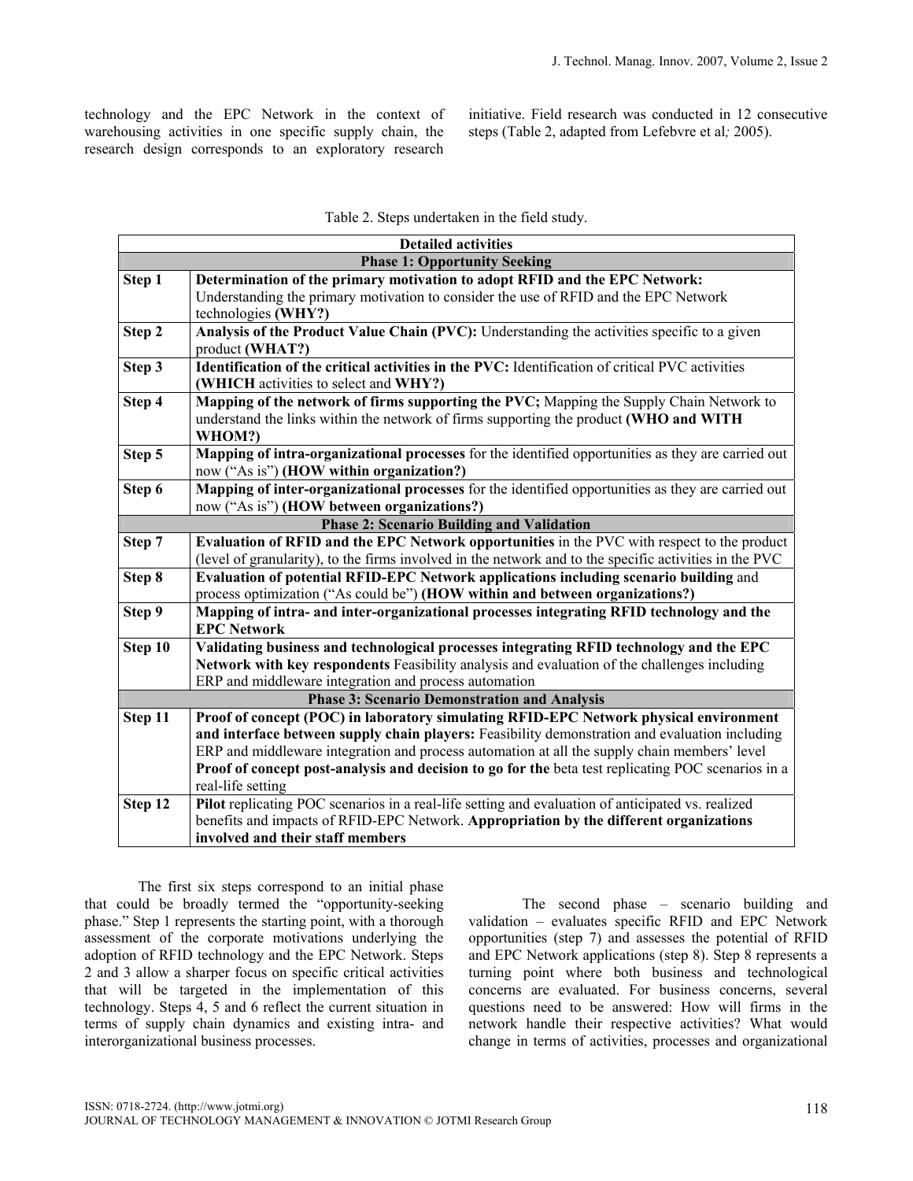technology and the EPC Network in the context of warehousing activities in one specific supply chain, the research design corresponds to an exploratory research initiative. Field research was conducted in 12 consecutive steps (Table 2, adapted from Lefebvre et al*;* 2005).

Table 2. Steps undertaken in the field study.

| Detailed activities | |
|---|---|
| **Phase 1: Opportunity Seeking** | |
| **Step 1** | **Determination of the primary motivation to adopt RFID and the EPC Network:** Understanding the primary motivation to consider the use of RFID and the EPC Network technologies **(WHY?)** |
| **Step 2** | **Analysis of the Product Value Chain (PVC):** Understanding the activities specific to a given product **(WHAT?)** |
| **Step 3** | **Identification of the critical activities in the PVC:** Identification of critical PVC activities **(WHICH** activities to select and **WHY?)** |
| **Step 4** | **Mapping of the network of firms supporting the PVC;** Mapping the Supply Chain Network to understand the links within the network of firms supporting the product **(WHO and WITH WHOM?)** |
| **Step 5** | **Mapping of intra-organizational processes** for the identified opportunities as they are carried out now ("As is") **(HOW within organization?)** |
| **Step 6** | **Mapping of inter-organizational processes** for the identified opportunities as they are carried out now ("As is") **(HOW between organizations?)** |
| **Phase 2: Scenario Building and Validation** | |
| **Step 7** | **Evaluation of RFID and the EPC Network opportunities** in the PVC with respect to the product (level of granularity), to the firms involved in the network and to the specific activities in the PVC |
| **Step 8** | **Evaluation of potential RFID-EPC Network applications including scenario building** and process optimization ("As could be") **(HOW within and between organizations?)** |
| **Step 9** | **Mapping of intra- and inter-organizational processes integrating RFID technology and the EPC Network** |
| **Step 10** | **Validating business and technological processes integrating RFID technology and the EPC Network with key respondents** Feasibility analysis and evaluation of the challenges including ERP and middleware integration and process automation |
| **Phase 3: Scenario Demonstration and Analysis** | |
| **Step 11** | **Proof of concept (POC) in laboratory simulating RFID-EPC Network physical environment and interface between supply chain players:** Feasibility demonstration and evaluation including ERP and middleware integration and process automation at all the supply chain members' level **Proof of concept post-analysis and decision to go for the** beta test replicating POC scenarios in a real-life setting |
| **Step 12** | **Pilot** replicating POC scenarios in a real-life setting and evaluation of anticipated vs. realized benefits and impacts of RFID-EPC Network. **Appropriation by the different organizations involved and their staff members** |

The first six steps correspond to an initial phase that could be broadly termed the "opportunity-seeking phase." Step 1 represents the starting point, with a thorough assessment of the corporate motivations underlying the adoption of RFID technology and the EPC Network. Steps 2 and 3 allow a sharper focus on specific critical activities that will be targeted in the implementation of this technology. Steps 4, 5 and 6 reflect the current situation in terms of supply chain dynamics and existing intra- and interorganizational business processes.

The second phase – scenario building and validation – evaluates specific RFID and EPC Network opportunities (step 7) and assesses the potential of RFID and EPC Network applications (step 8). Step 8 represents a turning point where both business and technological concerns are evaluated. For business concerns, several questions need to be answered: How will firms in the network handle their respective activities? What would change in terms of activities, processes and organizational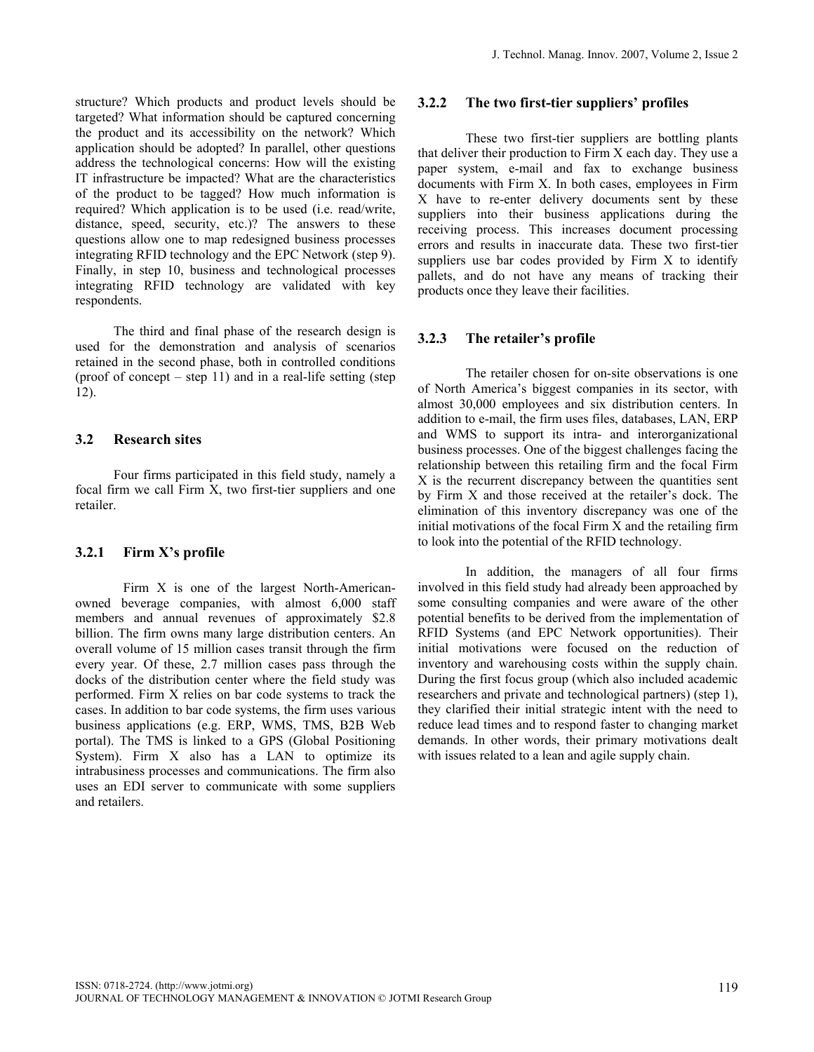structure? Which products and product levels should be targeted? What information should be captured concerning the product and its accessibility on the network? Which application should be adopted? In parallel, other questions address the technological concerns: How will the existing IT infrastructure be impacted? What are the characteristics of the product to be tagged? How much information is required? Which application is to be used (i.e. read/write, distance, speed, security, etc.)? The answers to these questions allow one to map redesigned business processes integrating RFID technology and the EPC Network (step 9). Finally, in step 10, business and technological processes integrating RFID technology are validated with key respondents.

The third and final phase of the research design is used for the demonstration and analysis of scenarios retained in the second phase, both in controlled conditions (proof of concept – step 11) and in a real-life setting (step 12).

### 3.2 Research sites

Four firms participated in this field study, namely a focal firm we call Firm X, two first-tier suppliers and one retailer.

#### 3.2.1 Firm X's profile

Firm X is one of the largest North-American-owned beverage companies, with almost 6,000 staff members and annual revenues of approximately $2.8 billion. The firm owns many large distribution centers. An overall volume of 15 million cases transit through the firm every year. Of these, 2.7 million cases pass through the docks of the distribution center where the field study was performed. Firm X relies on bar code systems to track the cases. In addition to bar code systems, the firm uses various business applications (e.g. ERP, WMS, TMS, B2B Web portal). The TMS is linked to a GPS (Global Positioning System). Firm X also has a LAN to optimize its intrabusiness processes and communications. The firm also uses an EDI server to communicate with some suppliers and retailers.

#### 3.2.2 The two first-tier suppliers' profiles

These two first-tier suppliers are bottling plants that deliver their production to Firm X each day. They use a paper system, e-mail and fax to exchange business documents with Firm X. In both cases, employees in Firm X have to re-enter delivery documents sent by these suppliers into their business applications during the receiving process. This increases document processing errors and results in inaccurate data. These two first-tier suppliers use bar codes provided by Firm X to identify pallets, and do not have any means of tracking their products once they leave their facilities.

#### 3.2.3 The retailer's profile

The retailer chosen for on-site observations is one of North America's biggest companies in its sector, with almost 30,000 employees and six distribution centers. In addition to e-mail, the firm uses files, databases, LAN, ERP and WMS to support its intra- and interorganizational business processes. One of the biggest challenges facing the relationship between this retailing firm and the focal Firm X is the recurrent discrepancy between the quantities sent by Firm X and those received at the retailer's dock. The elimination of this inventory discrepancy was one of the initial motivations of the focal Firm X and the retailing firm to look into the potential of the RFID technology.

In addition, the managers of all four firms involved in this field study had already been approached by some consulting companies and were aware of the other potential benefits to be derived from the implementation of RFID Systems (and EPC Network opportunities). Their initial motivations were focused on the reduction of inventory and warehousing costs within the supply chain. During the first focus group (which also included academic researchers and private and technological partners) (step 1), they clarified their initial strategic intent with the need to reduce lead times and to respond faster to changing market demands. In other words, their primary motivations dealt with issues related to a lean and agile supply chain.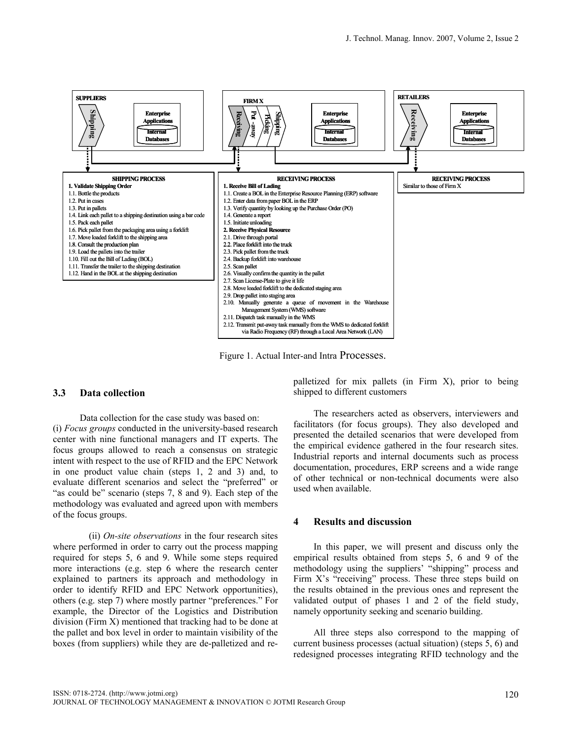| SUPPLIERS | FIRM X | RETAILERS |
|---|---|---|
| Shipping; Enterprise Applications; Internal Databases | Receiving; Put-away; Picking; Shipping; Enterprise Applications; Internal Databases | Receiving; Enterprise Applications; Internal Databases |

| SHIPPING PROCESS | RECEIVING PROCESS | RECEIVING PROCESS |
|---|---|---|
| **1. Validate Shipping Order** | **1. Receive Bill of Lading** | Similar to those of Firm X |
| 1.1. Bottle the products | 1.1. Create a BOL in the Enterprise Resource Planning (ERP) software | |
| 1.2. Put in cases | 1.2. Enter data from paper BOL in the ERP | |
| 1.3. Put in pallets | 1.3. Verify quantity by looking up the Purchase Order (PO) | |
| 1.4. Link each pallet to a shipping destination using a bar code | 1.4. Generate a report | |
| 1.5. Pack each pallet | 1.5. Initiate unloading | |
| 1.6. Pick pallet from the packaging area using a forklift | **2. Receive Physical Resource** | |
| 1.7. Move loaded forklift to the shipping area | 2.1. Drive through portal | |
| 1.8. Consult the production plan | 2.2. Place forklift into the truck | |
| 1.9. Load the pallets into the trailer | 2.3. Pick pallet from the truck | |
| 1.10. Fill out the Bill of Lading (BOL) | 2.4. Backup forklift into warehouse | |
| 1.11. Transfer the trailer to the shipping destination | 2.5. Scan pallet | |
| 1.12. Hand in the BOL at the shipping destination | 2.6. Visually confirm the quantity in the pallet | |
| | 2.7. Scan License-Plate to give it life | |
| | 2.8. Move loaded forklift to the dedicated staging area | |
| | 2.9. Drop pallet into staging area | |
| | 2.10. Manually generate a queue of movement in the Warehouse Management System (WMS) software | |
| | 2.11. Dispatch task manually in the WMS | |
| | 2.12. Transmit put-away task manually from the WMS to dedicated forklift via Radio Frequency (RF) through a Local Area Network (LAN) | |

Figure 1. Actual Inter-and Intra Processes.

### 3.3 Data collection

Data collection for the case study was based on:
(i) *Focus groups* conducted in the university-based research center with nine functional managers and IT experts. The focus groups allowed to reach a consensus on strategic intent with respect to the use of RFID and the EPC Network in one product value chain (steps 1, 2 and 3) and, to evaluate different scenarios and select the "preferred" or "as could be" scenario (steps 7, 8 and 9). Each step of the methodology was evaluated and agreed upon with members of the focus groups.

(ii) *On-site observations* in the four research sites where performed in order to carry out the process mapping required for steps 5, 6 and 9. While some steps required more interactions (e.g. step 6 where the research center explained to partners its approach and methodology in order to identify RFID and EPC Network opportunities), others (e.g. step 7) where mostly partner "preferences." For example, the Director of the Logistics and Distribution division (Firm X) mentioned that tracking had to be done at the pallet and box level in order to maintain visibility of the boxes (from suppliers) while they are de-palletized and re-palletized for mix pallets (in Firm X), prior to being shipped to different customers

The researchers acted as observers, interviewers and facilitators (for focus groups). They also developed and presented the detailed scenarios that were developed from the empirical evidence gathered in the four research sites. Industrial reports and internal documents such as process documentation, procedures, ERP screens and a wide range of other technical or non-technical documents were also used when available.

## 4 Results and discussion

In this paper, we will present and discuss only the empirical results obtained from steps 5, 6 and 9 of the methodology using the suppliers' "shipping" process and Firm X's "receiving" process. These three steps build on the results obtained in the previous ones and represent the validated output of phases 1 and 2 of the field study, namely opportunity seeking and scenario building.

All three steps also correspond to the mapping of current business processes (actual situation) (steps 5, 6) and redesigned processes integrating RFID technology and the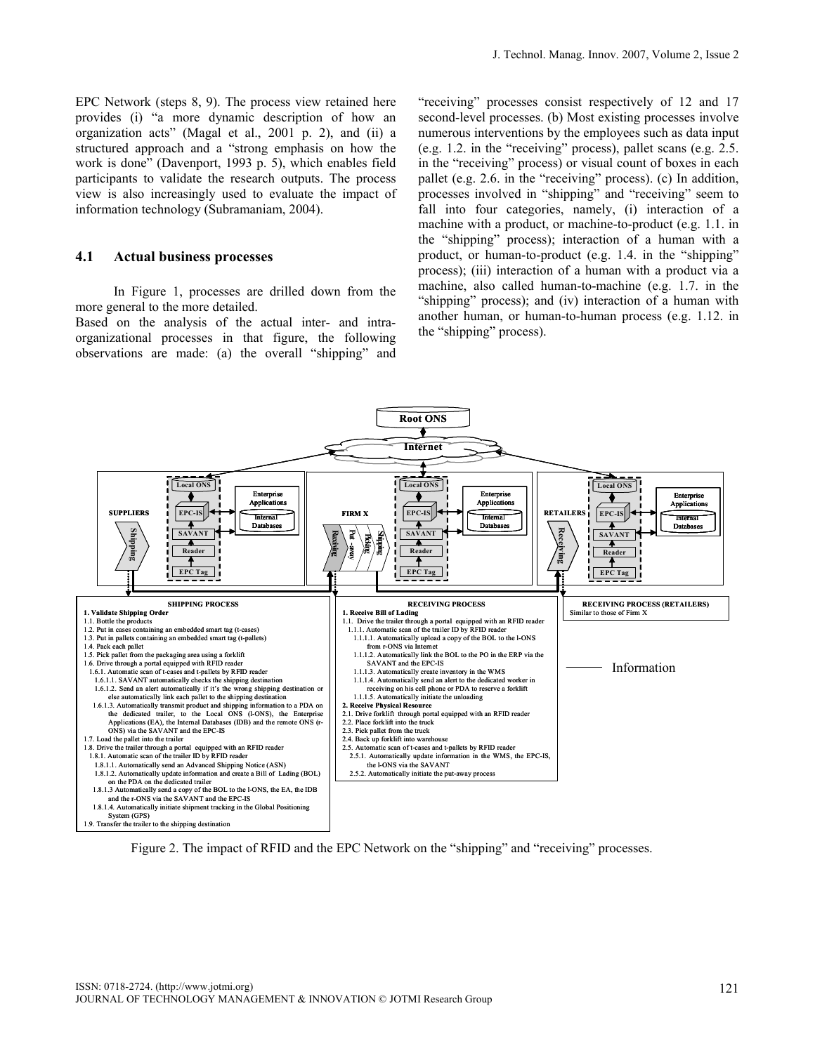EPC Network (steps 8, 9). The process view retained here provides (i) "a more dynamic description of how an organization acts" (Magal et al., 2001 p. 2), and (ii) a structured approach and a "strong emphasis on how the work is done" (Davenport, 1993 p. 5), which enables field participants to validate the research outputs. The process view is also increasingly used to evaluate the impact of information technology (Subramaniam, 2004).

### 4.1 Actual business processes

In Figure 1, processes are drilled down from the more general to the more detailed.

Based on the analysis of the actual inter- and intra-organizational processes in that figure, the following observations are made: (a) the overall "shipping" and "receiving" processes consist respectively of 12 and 17 second-level processes. (b) Most existing processes involve numerous interventions by the employees such as data input (e.g. 1.2. in the "receiving" process), pallet scans (e.g. 2.5. in the "receiving" process) or visual count of boxes in each pallet (e.g. 2.6. in the "receiving" process). (c) In addition, processes involved in "shipping" and "receiving" seem to fall into four categories, namely, (i) interaction of a machine with a product, or machine-to-product (e.g. 1.1. in the "shipping" process); interaction of a human with a product, or human-to-product (e.g. 1.4. in the "shipping" process); (iii) interaction of a human with a product via a machine, also called human-to-machine (e.g. 1.7. in the "shipping" process); and (iv) interaction of a human with another human, or human-to-human process (e.g. 1.12. in the "shipping" process).

Root ONS

Internet

SUPPLIERS — Shipping — Local ONS, EPC-IS, SAVANT, Reader, EPC Tag — Enterprise Applications, Internal Databases

FIRM X — Receiving, Put-away, Picking, Shipping — Local ONS, EPC-IS, SAVANT, Reader, EPC Tag — Enterprise Applications, Internal Databases

RETAILERS — Receiving — Local ONS, EPC-IS, SAVANT, Reader, EPC Tag — Enterprise Applications, Internal Databases

**SHIPPING PROCESS**

**1. Validate Shipping Order**
1.1. Bottle the products
1.2. Put in cases containing an embedded smart tag (t-cases)
1.3. Put in pallets containing an embedded smart tag (t-pallets)
1.4. Pack each pallet
1.5. Pick pallet from the packaging area using a forklift
1.6. Drive through a portal equipped with RFID reader
1.6.1. Automatic scan of t-cases and t-pallets by RFID reader
1.6.1.1. SAVANT automatically checks the shipping destination
1.6.1.2. Send an alert automatically if it's the wrong shipping destination or else automatically link each pallet to the shipping destination
1.6.1.3. Automatically transmit product and shipping information to a PDA on the dedicated trailer, to the Local ONS (l-ONS), the Enterprise Applications (EA), the Internal Databases (IDB) and the remote ONS (r-ONS) via the SAVANT and the EPC-IS
1.7. Load the pallet into the trailer
1.8. Drive the trailer through a portal equipped with an RFID reader
1.8.1. Automatic scan of the trailer ID by RFID reader
1.8.1.1. Automatically send an Advanced Shipping Notice (ASN)
1.8.1.2. Automatically update information and create a Bill of Lading (BOL) on the PDA on the dedicated trailer
1.8.1.3 Automatically send a copy of the BOL to the l-ONS, the EA, the IDB and the r-ONS via the SAVANT and the EPC-IS
1.8.1.4. Automatically initiate shipment tracking in the Global Positioning System (GPS)
1.9. Transfer the trailer to the shipping destination

**RECEIVING PROCESS**

**1. Receive Bill of Lading**
1.1. Drive the trailer through a portal equipped with an RFID reader
1.1.1. Automatic scan of the trailer ID by RFID reader
1.1.1.1. Automatically upload a copy of the BOL to the l-ONS from r-ONS via Internet
1.1.1.2. Automatically link the BOL to the PO in the ERP via the SAVANT and the EPC-IS
1.1.1.3. Automatically create inventory in the WMS
1.1.1.4. Automatically send an alert to the dedicated worker in receiving on his cell phone or PDA to reserve a forklift
1.1.1.5. Automatically initiate the unloading
**2. Receive Physical Resource**
2.1. Drive forklift through portal equipped with an RFID reader
2.2. Place forklift into the truck
2.3. Pick pallet from the truck
2.4. Back up forklift into warehouse
2.5. Automatic scan of t-cases and t-pallets by RFID reader
2.5.1. Automatically update information in the WMS, the EPC-IS, the l-ONS via the SAVANT
2.5.2. Automatically initiate the put-away process

**RECEIVING PROCESS (RETAILERS)**
Similar to those of Firm X

——— Information

Figure 2. The impact of RFID and the EPC Network on the "shipping" and "receiving" processes.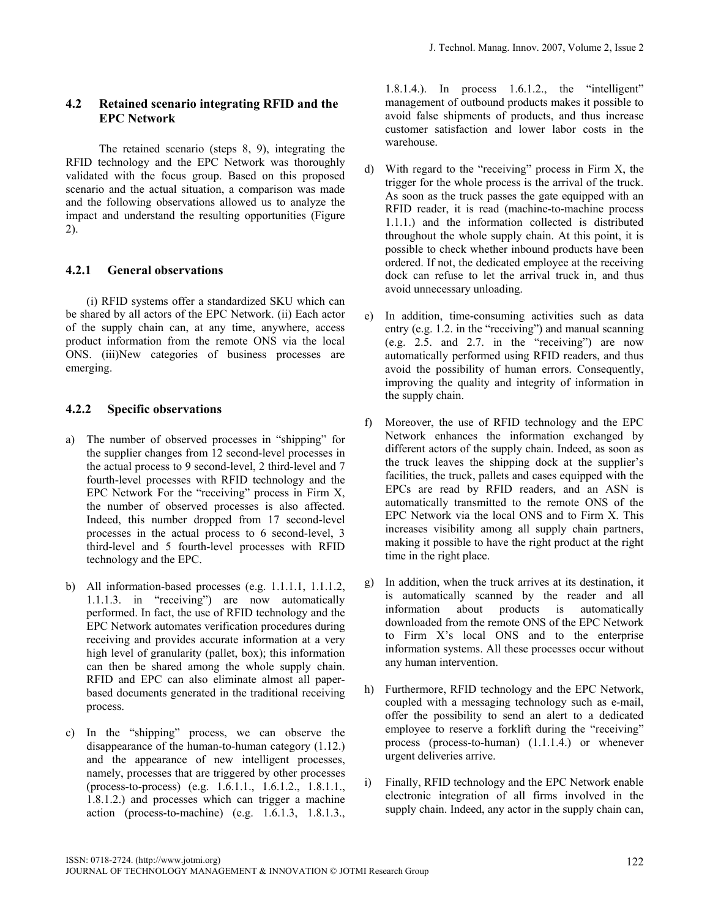## 4.2 Retained scenario integrating RFID and the EPC Network

The retained scenario (steps 8, 9), integrating the RFID technology and the EPC Network was thoroughly validated with the focus group. Based on this proposed scenario and the actual situation, a comparison was made and the following observations allowed us to analyze the impact and understand the resulting opportunities (Figure 2).

### 4.2.1 General observations

(i) RFID systems offer a standardized SKU which can be shared by all actors of the EPC Network. (ii) Each actor of the supply chain can, at any time, anywhere, access product information from the remote ONS via the local ONS. (iii)New categories of business processes are emerging.

### 4.2.2 Specific observations

a) The number of observed processes in "shipping" for the supplier changes from 12 second-level processes in the actual process to 9 second-level, 2 third-level and 7 fourth-level processes with RFID technology and the EPC Network For the "receiving" process in Firm X, the number of observed processes is also affected. Indeed, this number dropped from 17 second-level processes in the actual process to 6 second-level, 3 third-level and 5 fourth-level processes with RFID technology and the EPC.

b) All information-based processes (e.g. 1.1.1.1, 1.1.1.2, 1.1.1.3. in "receiving") are now automatically performed. In fact, the use of RFID technology and the EPC Network automates verification procedures during receiving and provides accurate information at a very high level of granularity (pallet, box); this information can then be shared among the whole supply chain. RFID and EPC can also eliminate almost all paper-based documents generated in the traditional receiving process.

c) In the "shipping" process, we can observe the disappearance of the human-to-human category (1.12.) and the appearance of new intelligent processes, namely, processes that are triggered by other processes (process-to-process) (e.g. 1.6.1.1., 1.6.1.2., 1.8.1.1., 1.8.1.2.) and processes which can trigger a machine action (process-to-machine) (e.g. 1.6.1.3, 1.8.1.3., 1.8.1.4.). In process 1.6.1.2., the "intelligent" management of outbound products makes it possible to avoid false shipments of products, and thus increase customer satisfaction and lower labor costs in the warehouse.

d) With regard to the "receiving" process in Firm X, the trigger for the whole process is the arrival of the truck. As soon as the truck passes the gate equipped with an RFID reader, it is read (machine-to-machine process 1.1.1.) and the information collected is distributed throughout the whole supply chain. At this point, it is possible to check whether inbound products have been ordered. If not, the dedicated employee at the receiving dock can refuse to let the arrival truck in, and thus avoid unnecessary unloading.

e) In addition, time-consuming activities such as data entry (e.g. 1.2. in the "receiving") and manual scanning (e.g. 2.5. and 2.7. in the "receiving") are now automatically performed using RFID readers, and thus avoid the possibility of human errors. Consequently, improving the quality and integrity of information in the supply chain.

f) Moreover, the use of RFID technology and the EPC Network enhances the information exchanged by different actors of the supply chain. Indeed, as soon as the truck leaves the shipping dock at the supplier's facilities, the truck, pallets and cases equipped with the EPCs are read by RFID readers, and an ASN is automatically transmitted to the remote ONS of the EPC Network via the local ONS and to Firm X. This increases visibility among all supply chain partners, making it possible to have the right product at the right time in the right place.

g) In addition, when the truck arrives at its destination, it is automatically scanned by the reader and all information about products is automatically downloaded from the remote ONS of the EPC Network to Firm X's local ONS and to the enterprise information systems. All these processes occur without any human intervention.

h) Furthermore, RFID technology and the EPC Network, coupled with a messaging technology such as e-mail, offer the possibility to send an alert to a dedicated employee to reserve a forklift during the "receiving" process (process-to-human) (1.1.1.4.) or whenever urgent deliveries arrive.

i) Finally, RFID technology and the EPC Network enable electronic integration of all firms involved in the supply chain. Indeed, any actor in the supply chain can,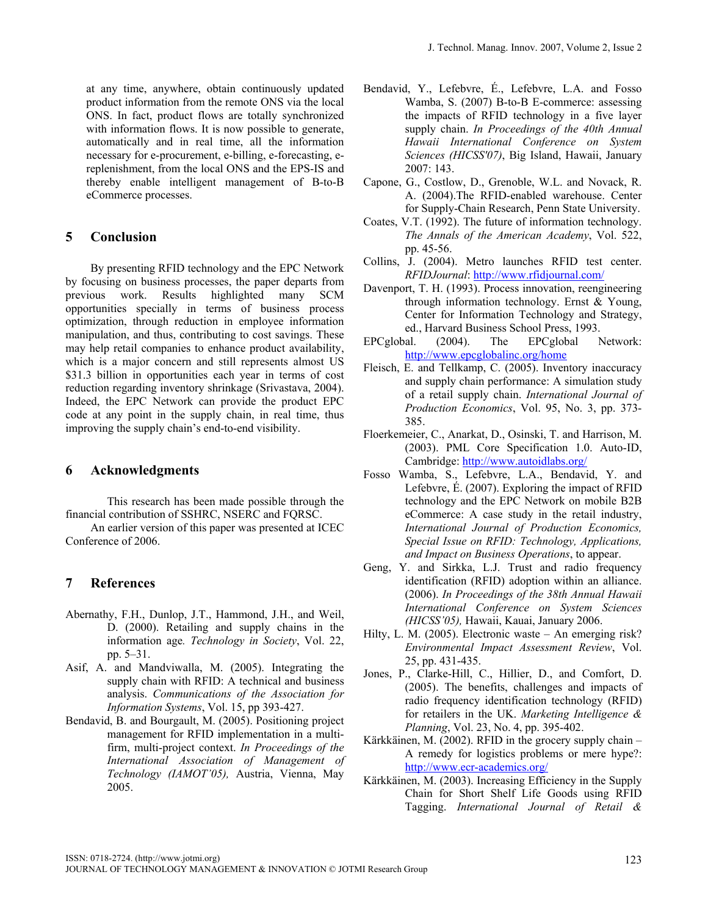at any time, anywhere, obtain continuously updated product information from the remote ONS via the local ONS. In fact, product flows are totally synchronized with information flows. It is now possible to generate, automatically and in real time, all the information necessary for e-procurement, e-billing, e-forecasting, e-replenishment, from the local ONS and the EPS-IS and thereby enable intelligent management of B-to-B eCommerce processes.

## 5 Conclusion

By presenting RFID technology and the EPC Network by focusing on business processes, the paper departs from previous work. Results highlighted many SCM opportunities specially in terms of business process optimization, through reduction in employee information manipulation, and thus, contributing to cost savings. These may help retail companies to enhance product availability, which is a major concern and still represents almost US $31.3 billion in opportunities each year in terms of cost reduction regarding inventory shrinkage (Srivastava, 2004). Indeed, the EPC Network can provide the product EPC code at any point in the supply chain, in real time, thus improving the supply chain's end-to-end visibility.

## 6 Acknowledgments

This research has been made possible through the financial contribution of SSHRC, NSERC and FQRSC.

An earlier version of this paper was presented at ICEC Conference of 2006.

## 7 References

Abernathy, F.H., Dunlop, J.T., Hammond, J.H., and Weil, D. (2000). Retailing and supply chains in the information age. *Technology in Society*, Vol. 22, pp. 5–31.

Asif, A. and Mandviwalla, M. (2005). Integrating the supply chain with RFID: A technical and business analysis. *Communications of the Association for Information Systems*, Vol. 15, pp 393-427.

Bendavid, B. and Bourgault, M. (2005). Positioning project management for RFID implementation in a multi-firm, multi-project context. *In Proceedings of the International Association of Management of Technology (IAMOT'05),* Austria, Vienna, May 2005.

Bendavid, Y., Lefebvre, É., Lefebvre, L.A. and Fosso Wamba, S. (2007) B-to-B E-commerce: assessing the impacts of RFID technology in a five layer supply chain. *In Proceedings of the 40th Annual Hawaii International Conference on System Sciences (HICSS'07)*, Big Island, Hawaii, January 2007: 143.

Capone, G., Costlow, D., Grenoble, W.L. and Novack, R. A. (2004).The RFID-enabled warehouse. Center for Supply-Chain Research, Penn State University.

Coates, V.T. (1992). The future of information technology. *The Annals of the American Academy*, Vol. 522, pp. 45-56.

Collins, J. (2004). Metro launches RFID test center. *RFIDJournal*: http://www.rfidjournal.com/

Davenport, T. H. (1993). Process innovation, reengineering through information technology. Ernst & Young, Center for Information Technology and Strategy, ed., Harvard Business School Press, 1993.

EPCglobal. (2004). The EPCglobal Network: http://www.epcglobalinc.org/home

Fleisch, E. and Tellkamp, C. (2005). Inventory inaccuracy and supply chain performance: A simulation study of a retail supply chain. *International Journal of Production Economics*, Vol. 95, No. 3, pp. 373-385.

Floerkemeier, C., Anarkat, D., Osinski, T. and Harrison, M. (2003). PML Core Specification 1.0. Auto-ID, Cambridge: http://www.autoidlabs.org/

Fosso Wamba, S., Lefebvre, L.A., Bendavid, Y. and Lefebvre, É. (2007). Exploring the impact of RFID technology and the EPC Network on mobile B2B eCommerce: A case study in the retail industry, *International Journal of Production Economics, Special Issue on RFID: Technology, Applications, and Impact on Business Operations*, to appear.

Geng, Y. and Sirkka, L.J. Trust and radio frequency identification (RFID) adoption within an alliance. (2006). *In Proceedings of the 38th Annual Hawaii International Conference on System Sciences (HICSS'05),* Hawaii, Kauai, January 2006.

Hilty, L. M. (2005). Electronic waste – An emerging risk? *Environmental Impact Assessment Review*, Vol. 25, pp. 431-435.

Jones, P., Clarke-Hill, C., Hillier, D., and Comfort, D. (2005). The benefits, challenges and impacts of radio frequency identification technology (RFID) for retailers in the UK. *Marketing Intelligence & Planning*, Vol. 23, No. 4, pp. 395-402.

Kärkkäinen, M. (2002). RFID in the grocery supply chain – A remedy for logistics problems or mere hype?: http://www.ecr-academics.org/

Kärkkäinen, M. (2003). Increasing Efficiency in the Supply Chain for Short Shelf Life Goods using RFID Tagging. *International Journal of Retail &*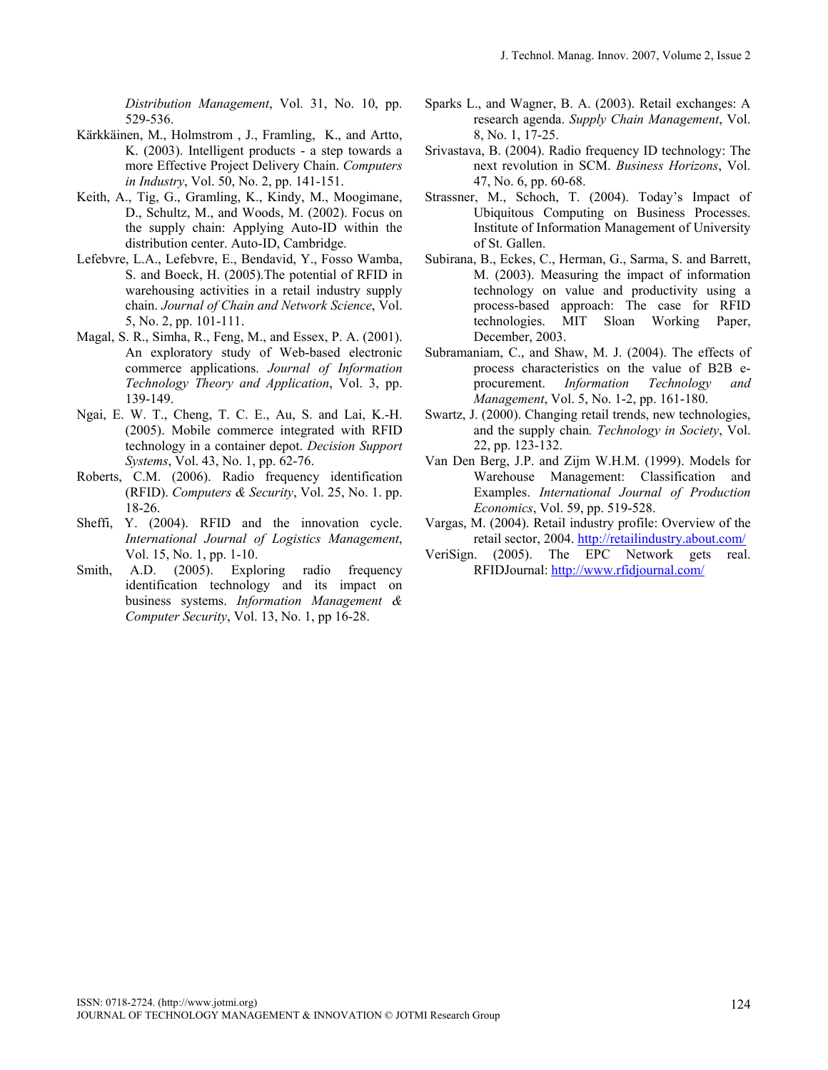*Distribution Management*, Vol. 31, No. 10, pp. 529-536.

Kärkkäinen, M., Holmstrom , J., Framling, K., and Artto, K. (2003). Intelligent products - a step towards a more Effective Project Delivery Chain. *Computers in Industry*, Vol. 50, No. 2, pp. 141-151.

Keith, A., Tig, G., Gramling, K., Kindy, M., Moogimane, D., Schultz, M., and Woods, M. (2002). Focus on the supply chain: Applying Auto-ID within the distribution center. Auto-ID, Cambridge.

Lefebvre, L.A., Lefebvre, E., Bendavid, Y., Fosso Wamba, S. and Boeck, H. (2005).The potential of RFID in warehousing activities in a retail industry supply chain. *Journal of Chain and Network Science*, Vol. 5, No. 2, pp. 101-111.

Magal, S. R., Simha, R., Feng, M., and Essex, P. A. (2001). An exploratory study of Web-based electronic commerce applications. *Journal of Information Technology Theory and Application*, Vol. 3, pp. 139-149.

Ngai, E. W. T., Cheng, T. C. E., Au, S. and Lai, K.-H. (2005). Mobile commerce integrated with RFID technology in a container depot. *Decision Support Systems*, Vol. 43, No. 1, pp. 62-76.

Roberts, C.M. (2006). Radio frequency identification (RFID). *Computers & Security*, Vol. 25, No. 1. pp. 18-26.

Sheffi, Y. (2004). RFID and the innovation cycle. *International Journal of Logistics Management*, Vol. 15, No. 1, pp. 1-10.

Smith, A.D. (2005). Exploring radio frequency identification technology and its impact on business systems. *Information Management & Computer Security*, Vol. 13, No. 1, pp 16-28.

Sparks L., and Wagner, B. A. (2003). Retail exchanges: A research agenda. *Supply Chain Management*, Vol. 8, No. 1, 17-25.

Srivastava, B. (2004). Radio frequency ID technology: The next revolution in SCM. *Business Horizons*, Vol. 47, No. 6, pp. 60-68.

Strassner, M., Schoch, T. (2004). Today's Impact of Ubiquitous Computing on Business Processes. Institute of Information Management of University of St. Gallen.

Subirana, B., Eckes, C., Herman, G., Sarma, S. and Barrett, M. (2003). Measuring the impact of information technology on value and productivity using a process-based approach: The case for RFID technologies. MIT Sloan Working Paper, December, 2003.

Subramaniam, C., and Shaw, M. J. (2004). The effects of process characteristics on the value of B2B e-procurement. *Information Technology and Management*, Vol. 5, No. 1-2, pp. 161-180.

Swartz, J. (2000). Changing retail trends, new technologies, and the supply chain*. Technology in Society*, Vol. 22, pp. 123-132.

Van Den Berg, J.P. and Zijm W.H.M. (1999). Models for Warehouse Management: Classification and Examples. *International Journal of Production Economics*, Vol. 59, pp. 519-528.

Vargas, M. (2004). Retail industry profile: Overview of the retail sector, 2004. http://retailindustry.about.com/

VeriSign. (2005). The EPC Network gets real. RFIDJournal: http://www.rfidjournal.com/